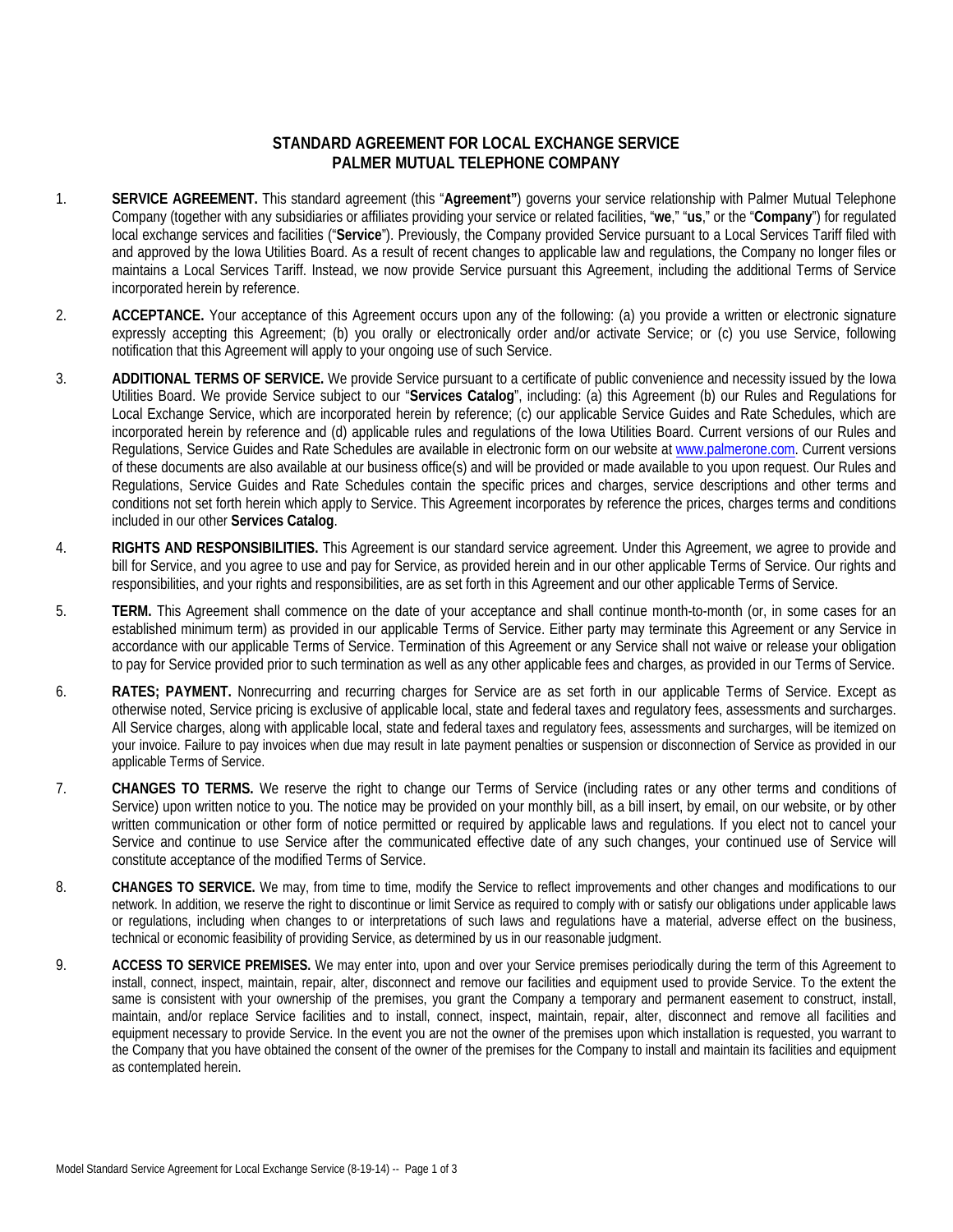# STANDARD AGREEMENT FOR LOCAL EXCHANGE SERVICE
# PALMER MUTUAL TELEPHONE COMPANY

1. **SERVICE AGREEMENT.** This standard agreement (this "**Agreement"**) governs your service relationship with Palmer Mutual Telephone Company (together with any subsidiaries or affiliates providing your service or related facilities, "**we**," "**us**," or the "**Company**") for regulated local exchange services and facilities ("**Service**"). Previously, the Company provided Service pursuant to a Local Services Tariff filed with and approved by the Iowa Utilities Board. As a result of recent changes to applicable law and regulations, the Company no longer files or maintains a Local Services Tariff. Instead, we now provide Service pursuant this Agreement, including the additional Terms of Service incorporated herein by reference.

2. **ACCEPTANCE.** Your acceptance of this Agreement occurs upon any of the following: (a) you provide a written or electronic signature expressly accepting this Agreement; (b) you orally or electronically order and/or activate Service; or (c) you use Service, following notification that this Agreement will apply to your ongoing use of such Service.

3. **ADDITIONAL TERMS OF SERVICE.** We provide Service pursuant to a certificate of public convenience and necessity issued by the Iowa Utilities Board. We provide Service subject to our "**Services Catalog**", including: (a) this Agreement (b) our Rules and Regulations for Local Exchange Service, which are incorporated herein by reference; (c) our applicable Service Guides and Rate Schedules, which are incorporated herein by reference and (d) applicable rules and regulations of the Iowa Utilities Board. Current versions of our Rules and Regulations, Service Guides and Rate Schedules are available in electronic form on our website at www.palmerone.com. Current versions of these documents are also available at our business office(s) and will be provided or made available to you upon request. Our Rules and Regulations, Service Guides and Rate Schedules contain the specific prices and charges, service descriptions and other terms and conditions not set forth herein which apply to Service. This Agreement incorporates by reference the prices, charges terms and conditions included in our other **Services Catalog**.

4. **RIGHTS AND RESPONSIBILITIES.** This Agreement is our standard service agreement. Under this Agreement, we agree to provide and bill for Service, and you agree to use and pay for Service, as provided herein and in our other applicable Terms of Service. Our rights and responsibilities, and your rights and responsibilities, are as set forth in this Agreement and our other applicable Terms of Service.

5. **TERM.** This Agreement shall commence on the date of your acceptance and shall continue month-to-month (or, in some cases for an established minimum term) as provided in our applicable Terms of Service. Either party may terminate this Agreement or any Service in accordance with our applicable Terms of Service. Termination of this Agreement or any Service shall not waive or release your obligation to pay for Service provided prior to such termination as well as any other applicable fees and charges, as provided in our Terms of Service.

6. **RATES; PAYMENT.** Nonrecurring and recurring charges for Service are as set forth in our applicable Terms of Service. Except as otherwise noted, Service pricing is exclusive of applicable local, state and federal taxes and regulatory fees, assessments and surcharges. All Service charges, along with applicable local, state and federal taxes and regulatory fees, assessments and surcharges, will be itemized on your invoice. Failure to pay invoices when due may result in late payment penalties or suspension or disconnection of Service as provided in our applicable Terms of Service.

7. **CHANGES TO TERMS.** We reserve the right to change our Terms of Service (including rates or any other terms and conditions of Service) upon written notice to you. The notice may be provided on your monthly bill, as a bill insert, by email, on our website, or by other written communication or other form of notice permitted or required by applicable laws and regulations. If you elect not to cancel your Service and continue to use Service after the communicated effective date of any such changes, your continued use of Service will constitute acceptance of the modified Terms of Service.

8. **CHANGES TO SERVICE.** We may, from time to time, modify the Service to reflect improvements and other changes and modifications to our network. In addition, we reserve the right to discontinue or limit Service as required to comply with or satisfy our obligations under applicable laws or regulations, including when changes to or interpretations of such laws and regulations have a material, adverse effect on the business, technical or economic feasibility of providing Service, as determined by us in our reasonable judgment.

9. **ACCESS TO SERVICE PREMISES.** We may enter into, upon and over your Service premises periodically during the term of this Agreement to install, connect, inspect, maintain, repair, alter, disconnect and remove our facilities and equipment used to provide Service. To the extent the same is consistent with your ownership of the premises, you grant the Company a temporary and permanent easement to construct, install, maintain, and/or replace Service facilities and to install, connect, inspect, maintain, repair, alter, disconnect and remove all facilities and equipment necessary to provide Service. In the event you are not the owner of the premises upon which installation is requested, you warrant to the Company that you have obtained the consent of the owner of the premises for the Company to install and maintain its facilities and equipment as contemplated herein.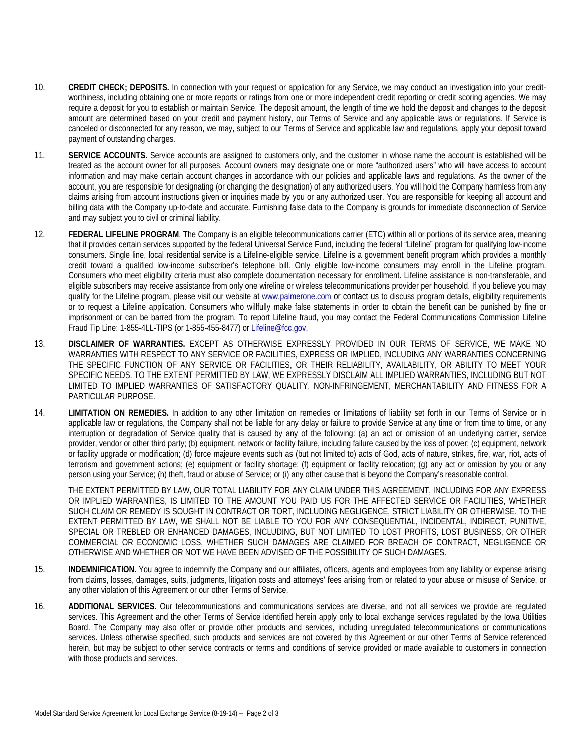10. **CREDIT CHECK; DEPOSITS.** In connection with your request or application for any Service, we may conduct an investigation into your credit-worthiness, including obtaining one or more reports or ratings from one or more independent credit reporting or credit scoring agencies. We may require a deposit for you to establish or maintain Service. The deposit amount, the length of time we hold the deposit and changes to the deposit amount are determined based on your credit and payment history, our Terms of Service and any applicable laws or regulations. If Service is canceled or disconnected for any reason, we may, subject to our Terms of Service and applicable law and regulations, apply your deposit toward payment of outstanding charges.

11. **SERVICE ACCOUNTS.** Service accounts are assigned to customers only, and the customer in whose name the account is established will be treated as the account owner for all purposes. Account owners may designate one or more "authorized users" who will have access to account information and may make certain account changes in accordance with our policies and applicable laws and regulations. As the owner of the account, you are responsible for designating (or changing the designation) of any authorized users. You will hold the Company harmless from any claims arising from account instructions given or inquiries made by you or any authorized user. You are responsible for keeping all account and billing data with the Company up-to-date and accurate. Furnishing false data to the Company is grounds for immediate disconnection of Service and may subject you to civil or criminal liability.

12. **FEDERAL LIFELINE PROGRAM**. The Company is an eligible telecommunications carrier (ETC) within all or portions of its service area, meaning that it provides certain services supported by the federal Universal Service Fund, including the federal "Lifeline" program for qualifying low-income consumers. Single line, local residential service is a Lifeline-eligible service. Lifeline is a government benefit program which provides a monthly credit toward a qualified low-income subscriber's telephone bill. Only eligible low-income consumers may enroll in the Lifeline program. Consumers who meet eligibility criteria must also complete documentation necessary for enrollment. Lifeline assistance is non-transferable, and eligible subscribers may receive assistance from only one wireline or wireless telecommunications provider per household. If you believe you may qualify for the Lifeline program, please visit our website at www.palmerone.com or contact us to discuss program details, eligibility requirements or to request a Lifeline application. Consumers who willfully make false statements in order to obtain the benefit can be punished by fine or imprisonment or can be barred from the program. To report Lifeline fraud, you may contact the Federal Communications Commission Lifeline Fraud Tip Line: 1-855-4LL-TIPS (or 1-855-455-8477) or Lifeline@fcc.gov.

13. **DISCLAIMER OF WARRANTIES.** EXCEPT AS OTHERWISE EXPRESSLY PROVIDED IN OUR TERMS OF SERVICE, WE MAKE NO WARRANTIES WITH RESPECT TO ANY SERVICE OR FACILITIES, EXPRESS OR IMPLIED, INCLUDING ANY WARRANTIES CONCERNING THE SPECIFIC FUNCTION OF ANY SERVICE OR FACILITIES, OR THEIR RELIABILITY, AVAILABILITY, OR ABILITY TO MEET YOUR SPECIFIC NEEDS. TO THE EXTENT PERMITTED BY LAW, WE EXPRESSLY DISCLAIM ALL IMPLIED WARRANTIES, INCLUDING BUT NOT LIMITED TO IMPLIED WARRANTIES OF SATISFACTORY QUALITY, NON-INFRINGEMENT, MERCHANTABILITY AND FITNESS FOR A PARTICULAR PURPOSE.

14. **LIMITATION ON REMEDIES.** In addition to any other limitation on remedies or limitations of liability set forth in our Terms of Service or in applicable law or regulations, the Company shall not be liable for any delay or failure to provide Service at any time or from time to time, or any interruption or degradation of Service quality that is caused by any of the following: (a) an act or omission of an underlying carrier, service provider, vendor or other third party; (b) equipment, network or facility failure, including failure caused by the loss of power; (c) equipment, network or facility upgrade or modification; (d) force majeure events such as (but not limited to) acts of God, acts of nature, strikes, fire, war, riot, acts of terrorism and government actions; (e) equipment or facility shortage; (f) equipment or facility relocation; (g) any act or omission by you or any person using your Service; (h) theft, fraud or abuse of Service; or (i) any other cause that is beyond the Company's reasonable control.

    THE EXTENT PERMITTED BY LAW, OUR TOTAL LIABILITY FOR ANY CLAIM UNDER THIS AGREEMENT, INCLUDING FOR ANY EXPRESS OR IMPLIED WARRANTIES, IS LIMITED TO THE AMOUNT YOU PAID US FOR THE AFFECTED SERVICE OR FACILITIES, WHETHER SUCH CLAIM OR REMEDY IS SOUGHT IN CONTRACT OR TORT, INCLUDING NEGLIGENCE, STRICT LIABILITY OR OTHERWISE. TO THE EXTENT PERMITTED BY LAW, WE SHALL NOT BE LIABLE TO YOU FOR ANY CONSEQUENTIAL, INCIDENTAL, INDIRECT, PUNITIVE, SPECIAL OR TREBLED OR ENHANCED DAMAGES, INCLUDING, BUT NOT LIMITED TO LOST PROFITS, LOST BUSINESS, OR OTHER COMMERCIAL OR ECONOMIC LOSS, WHETHER SUCH DAMAGES ARE CLAIMED FOR BREACH OF CONTRACT, NEGLIGENCE OR OTHERWISE AND WHETHER OR NOT WE HAVE BEEN ADVISED OF THE POSSIBILITY OF SUCH DAMAGES.

15. **INDEMNIFICATION.** You agree to indemnify the Company and our affiliates, officers, agents and employees from any liability or expense arising from claims, losses, damages, suits, judgments, litigation costs and attorneys' fees arising from or related to your abuse or misuse of Service, or any other violation of this Agreement or our other Terms of Service.

16. **ADDITIONAL SERVICES.** Our telecommunications and communications services are diverse, and not all services we provide are regulated services. This Agreement and the other Terms of Service identified herein apply only to local exchange services regulated by the Iowa Utilities Board. The Company may also offer or provide other products and services, including unregulated telecommunications or communications services. Unless otherwise specified, such products and services are not covered by this Agreement or our other Terms of Service referenced herein, but may be subject to other service contracts or terms and conditions of service provided or made available to customers in connection with those products and services.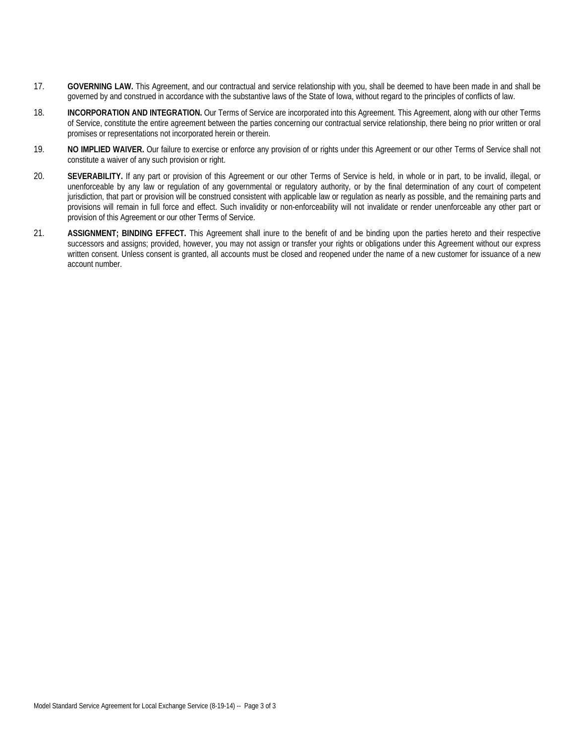17. **GOVERNING LAW.** This Agreement, and our contractual and service relationship with you, shall be deemed to have been made in and shall be governed by and construed in accordance with the substantive laws of the State of Iowa, without regard to the principles of conflicts of law.

18. **INCORPORATION AND INTEGRATION.** Our Terms of Service are incorporated into this Agreement. This Agreement, along with our other Terms of Service, constitute the entire agreement between the parties concerning our contractual service relationship, there being no prior written or oral promises or representations not incorporated herein or therein.

19. **NO IMPLIED WAIVER.** Our failure to exercise or enforce any provision of or rights under this Agreement or our other Terms of Service shall not constitute a waiver of any such provision or right.

20. **SEVERABILITY.** If any part or provision of this Agreement or our other Terms of Service is held, in whole or in part, to be invalid, illegal, or unenforceable by any law or regulation of any governmental or regulatory authority, or by the final determination of any court of competent jurisdiction, that part or provision will be construed consistent with applicable law or regulation as nearly as possible, and the remaining parts and provisions will remain in full force and effect. Such invalidity or non-enforceability will not invalidate or render unenforceable any other part or provision of this Agreement or our other Terms of Service.

21. **ASSIGNMENT; BINDING EFFECT.** This Agreement shall inure to the benefit of and be binding upon the parties hereto and their respective successors and assigns; provided, however, you may not assign or transfer your rights or obligations under this Agreement without our express written consent. Unless consent is granted, all accounts must be closed and reopened under the name of a new customer for issuance of a new account number.